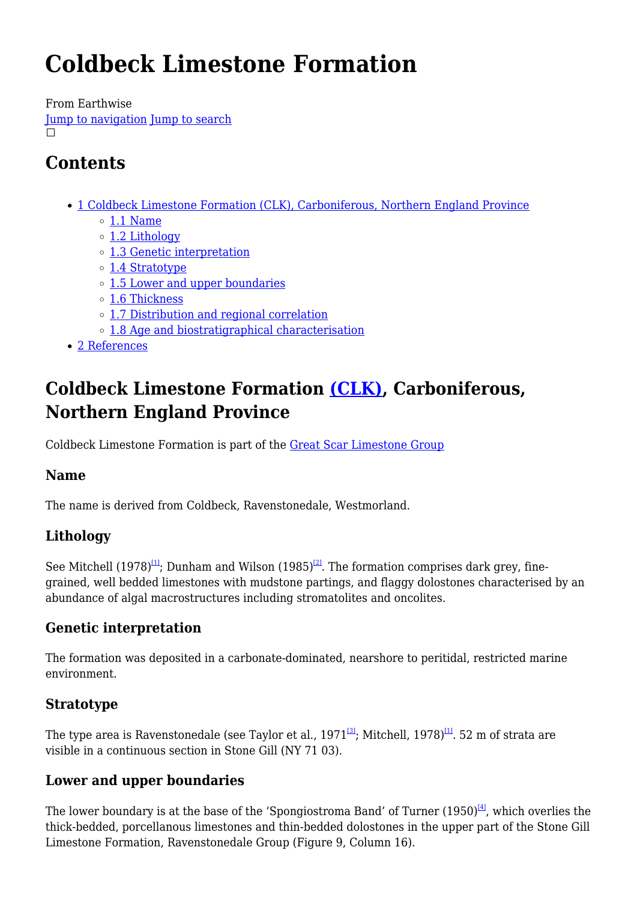# Coldbeck Limestone Formation

From Earthwise

Jump to navigation Jump to search

## Contents

- 1 Coldbeck Limestone Formation (CLK), Carboniferous, Northern England Province
  - 1.1 Name
  - 1.2 Lithology
  - 1.3 Genetic interpretation
  - 1.4 Stratotype
  - 1.5 Lower and upper boundaries
  - 1.6 Thickness
  - 1.7 Distribution and regional correlation
  - 1.8 Age and biostratigraphical characterisation
- 2 References

## Coldbeck Limestone Formation (CLK), Carboniferous, Northern England Province

Coldbeck Limestone Formation is part of the Great Scar Limestone Group

### Name

The name is derived from Coldbeck, Ravenstonedale, Westmorland.

### Lithology

See Mitchell (1978)[1]; Dunham and Wilson (1985)[2]. The formation comprises dark grey, fine-grained, well bedded limestones with mudstone partings, and flaggy dolostones characterised by an abundance of algal macrostructures including stromatolites and oncolites.

### Genetic interpretation

The formation was deposited in a carbonate-dominated, nearshore to peritidal, restricted marine environment.

### Stratotype

The type area is Ravenstonedale (see Taylor et al., 1971[3]; Mitchell, 1978)[1]. 52 m of strata are visible in a continuous section in Stone Gill (NY 71 03).

### Lower and upper boundaries

The lower boundary is at the base of the 'Spongiostroma Band' of Turner (1950)[4], which overlies the thick-bedded, porcellanous limestones and thin-bedded dolostones in the upper part of the Stone Gill Limestone Formation, Ravenstonedale Group (Figure 9, Column 16).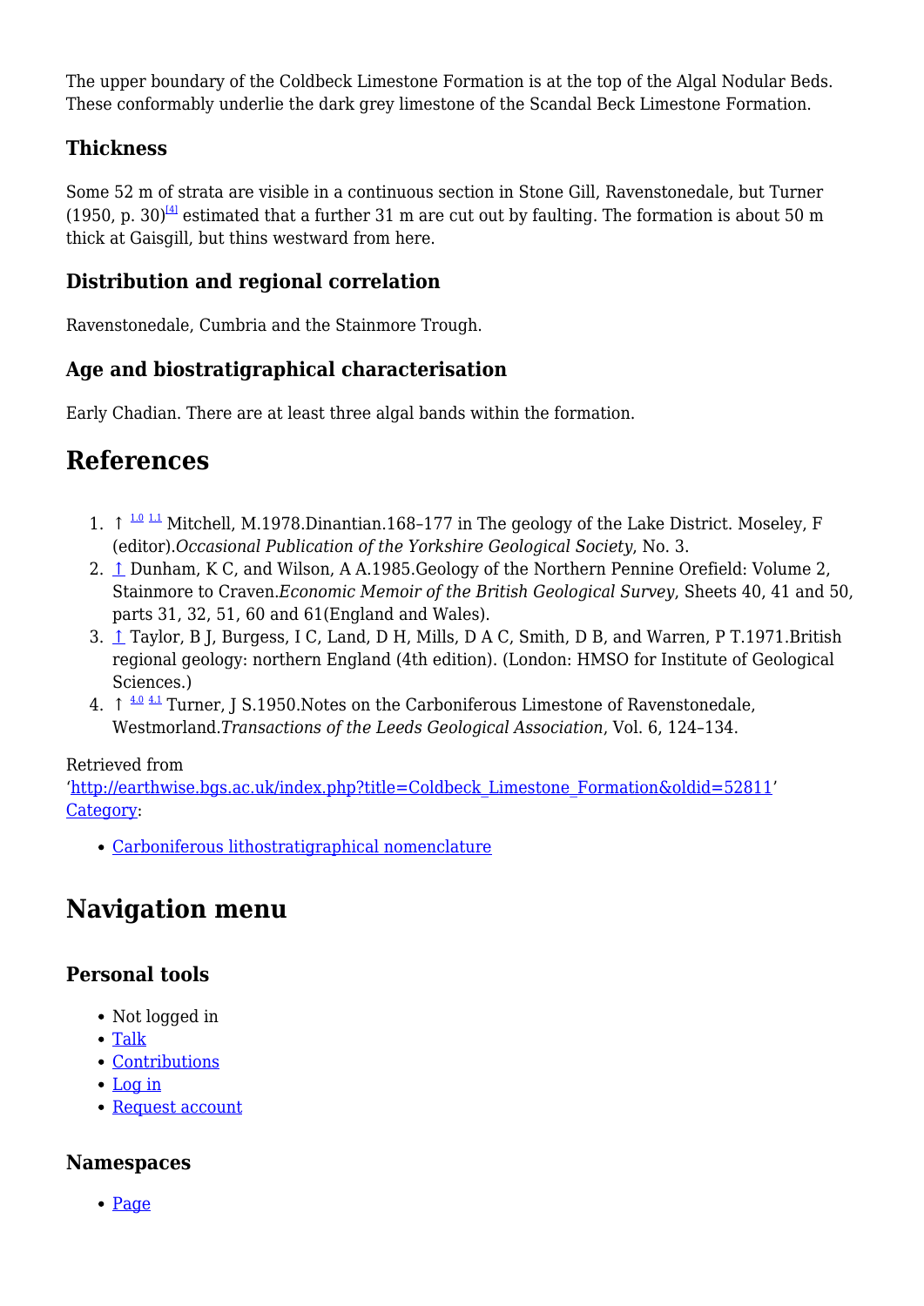The upper boundary of the Coldbeck Limestone Formation is at the top of the Algal Nodular Beds. These conformably underlie the dark grey limestone of the Scandal Beck Limestone Formation.

### Thickness

Some 52 m of strata are visible in a continuous section in Stone Gill, Ravenstonedale, but Turner (1950, p. 30)[4] estimated that a further 31 m are cut out by faulting. The formation is about 50 m thick at Gaisgill, but thins westward from here.

### Distribution and regional correlation

Ravenstonedale, Cumbria and the Stainmore Trough.

### Age and biostratigraphical characterisation

Early Chadian. There are at least three algal bands within the formation.

## References

1. ↑ [1.0] [1.1] Mitchell, M.1978.Dinantian.168–177 in The geology of the Lake District. Moseley, F (editor).*Occasional Publication of the Yorkshire Geological Society*, No. 3.
2. ↑ Dunham, K C, and Wilson, A A.1985.Geology of the Northern Pennine Orefield: Volume 2, Stainmore to Craven.*Economic Memoir of the British Geological Survey*, Sheets 40, 41 and 50, parts 31, 32, 51, 60 and 61(England and Wales).
3. ↑ Taylor, B J, Burgess, I C, Land, D H, Mills, D A C, Smith, D B, and Warren, P T.1971.British regional geology: northern England (4th edition). (London: HMSO for Institute of Geological Sciences.)
4. ↑ [4.0] [4.1] Turner, J S.1950.Notes on the Carboniferous Limestone of Ravenstonedale, Westmorland.*Transactions of the Leeds Geological Association*, Vol. 6, 124–134.

Retrieved from 'http://earthwise.bgs.ac.uk/index.php?title=Coldbeck_Limestone_Formation&oldid=52811'
Category:

- Carboniferous lithostratigraphical nomenclature

## Navigation menu

### Personal tools

- Not logged in
- Talk
- Contributions
- Log in
- Request account

### Namespaces

- Page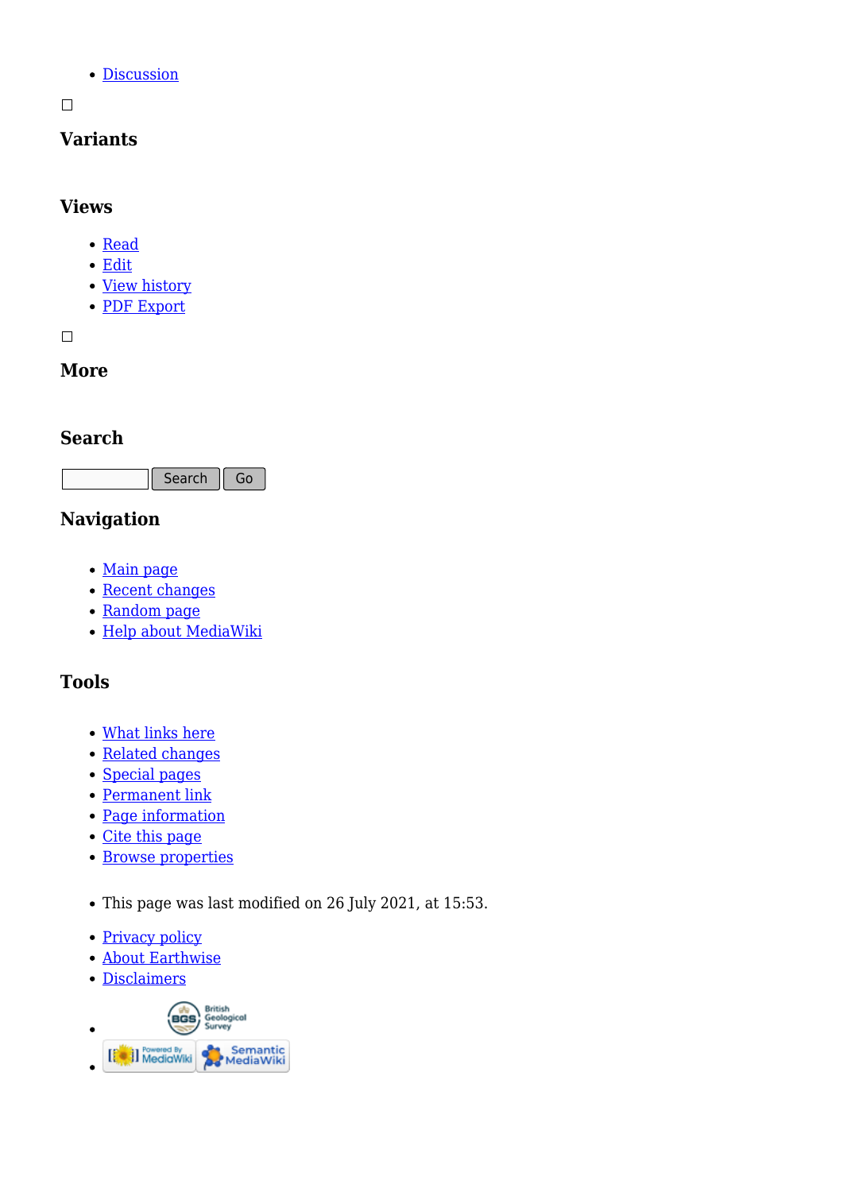- Discussion

☐

### Variants

### Views

- Read
- Edit
- View history
- PDF Export

☐

### More

### Search

Search Go

### Navigation

- Main page
- Recent changes
- Random page
- Help about MediaWiki

### Tools

- What links here
- Related changes
- Special pages
- Permanent link
- Page information
- Cite this page
- Browse properties

- This page was last modified on 26 July 2021, at 15:53.

- Privacy policy
- About Earthwise
- Disclaimers